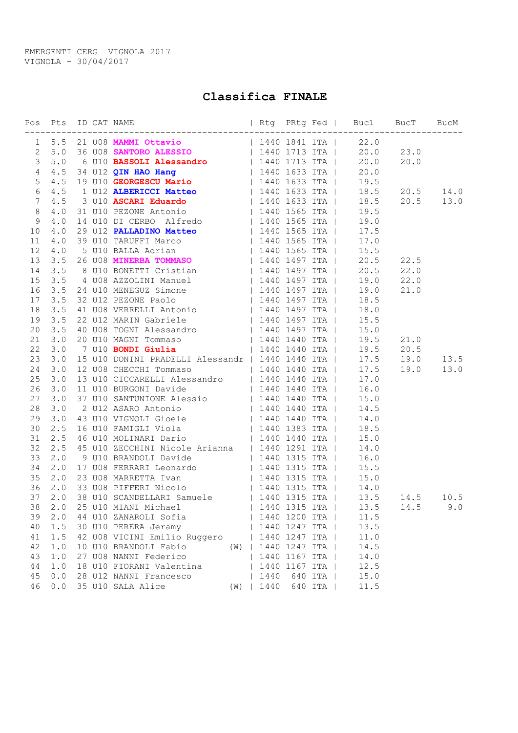EMERGENTI CERG VIGNOLA 2017
VIGNOLA - 30/04/2017

# Classifica FINALE

| Pos | Pts | ID | CAT | NAME | Rtg | PRtg | Fed | Buc1 | BucT | BucM |
|---|---|---|---|---|---|---|---|---|---|---|
| 1 | 5.5 | 21 | U08 | **MAMMI Ottavio** | 1440 | 1841 | ITA | 22.0 | | |
| 2 | 5.0 | 36 | U08 | **SANTORO ALESSIO** | 1440 | 1713 | ITA | 20.0 | 23.0 | |
| 3 | 5.0 | 6 | U10 | **BASSOLI Alessandro** | 1440 | 1713 | ITA | 20.0 | 20.0 | |
| 4 | 4.5 | 34 | U12 | **QIN HAO Hang** | 1440 | 1633 | ITA | 20.0 | | |
| 5 | 4.5 | 19 | U10 | **GEORGESCU Mario** | 1440 | 1633 | ITA | 19.5 | | |
| 6 | 4.5 | 1 | U12 | **ALBERICCI Matteo** | 1440 | 1633 | ITA | 18.5 | 20.5 | 14.0 |
| 7 | 4.5 | 3 | U10 | **ASCARI Eduardo** | 1440 | 1633 | ITA | 18.5 | 20.5 | 13.0 |
| 8 | 4.0 | 31 | U10 | PEZONE Antonio | 1440 | 1565 | ITA | 19.5 | | |
| 9 | 4.0 | 14 | U10 | DI CERBO Alfredo | 1440 | 1565 | ITA | 19.0 | | |
| 10 | 4.0 | 29 | U12 | **PALLADINO Matteo** | 1440 | 1565 | ITA | 17.5 | | |
| 11 | 4.0 | 39 | U10 | TARUFFI Marco | 1440 | 1565 | ITA | 17.0 | | |
| 12 | 4.0 | 5 | U10 | BALLA Adrian | 1440 | 1565 | ITA | 15.5 | | |
| 13 | 3.5 | 26 | U08 | **MINERBA TOMMASO** | 1440 | 1497 | ITA | 20.5 | 22.5 | |
| 14 | 3.5 | 8 | U10 | BONETTI Cristian | 1440 | 1497 | ITA | 20.5 | 22.0 | |
| 15 | 3.5 | 4 | U08 | AZZOLINI Manuel | 1440 | 1497 | ITA | 19.0 | 22.0 | |
| 16 | 3.5 | 24 | U10 | MENEGUZ Simone | 1440 | 1497 | ITA | 19.0 | 21.0 | |
| 17 | 3.5 | 32 | U12 | PEZONE Paolo | 1440 | 1497 | ITA | 18.5 | | |
| 18 | 3.5 | 41 | U08 | VERRELLI Antonio | 1440 | 1497 | ITA | 18.0 | | |
| 19 | 3.5 | 22 | U12 | MARIN Gabriele | 1440 | 1497 | ITA | 15.5 | | |
| 20 | 3.5 | 40 | U08 | TOGNI Alessandro | 1440 | 1497 | ITA | 15.0 | | |
| 21 | 3.0 | 20 | U10 | MAGNI Tommaso | 1440 | 1440 | ITA | 19.5 | 21.0 | |
| 22 | 3.0 | 7 | U10 | **BONDI Giulia** | 1440 | 1440 | ITA | 19.5 | 20.5 | |
| 23 | 3.0 | 15 | U10 | DONINI PRADELLI Alessandr | 1440 | 1440 | ITA | 17.5 | 19.0 | 13.5 |
| 24 | 3.0 | 12 | U08 | CHECCHI Tommaso | 1440 | 1440 | ITA | 17.5 | 19.0 | 13.0 |
| 25 | 3.0 | 13 | U10 | CICCARELLI Alessandro | 1440 | 1440 | ITA | 17.0 | | |
| 26 | 3.0 | 11 | U10 | BURGONI Davide | 1440 | 1440 | ITA | 16.0 | | |
| 27 | 3.0 | 37 | U10 | SANTUNIONE Alessio | 1440 | 1440 | ITA | 15.0 | | |
| 28 | 3.0 | 2 | U12 | ASARO Antonio | 1440 | 1440 | ITA | 14.5 | | |
| 29 | 3.0 | 43 | U10 | VIGNOLI Gioele | 1440 | 1440 | ITA | 14.0 | | |
| 30 | 2.5 | 16 | U10 | FAMIGLI Viola | 1440 | 1383 | ITA | 18.5 | | |
| 31 | 2.5 | 46 | U10 | MOLINARI Dario | 1440 | 1440 | ITA | 15.0 | | |
| 32 | 2.5 | 45 | U10 | ZECCHINI Nicole Arianna | 1440 | 1291 | ITA | 14.0 | | |
| 33 | 2.0 | 9 | U10 | BRANDOLI Davide | 1440 | 1315 | ITA | 16.0 | | |
| 34 | 2.0 | 17 | U08 | FERRARI Leonardo | 1440 | 1315 | ITA | 15.5 | | |
| 35 | 2.0 | 23 | U08 | MARRETTA Ivan | 1440 | 1315 | ITA | 15.0 | | |
| 36 | 2.0 | 33 | U08 | PIFFERI Nicolo | 1440 | 1315 | ITA | 14.0 | | |
| 37 | 2.0 | 38 | U10 | SCANDELLARI Samuele | 1440 | 1315 | ITA | 13.5 | 14.5 | 10.5 |
| 38 | 2.0 | 25 | U10 | MIANI Michael | 1440 | 1315 | ITA | 13.5 | 14.5 | 9.0 |
| 39 | 2.0 | 44 | U10 | ZANAROLI Sofia | 1440 | 1200 | ITA | 11.5 | | |
| 40 | 1.5 | 30 | U10 | PERERA Jeramy | 1440 | 1247 | ITA | 13.5 | | |
| 41 | 1.5 | 42 | U08 | VICINI Emilio Ruggero | 1440 | 1247 | ITA | 11.0 | | |
| 42 | 1.0 | 10 | U10 | BRANDOLI Fabio (W) | 1440 | 1247 | ITA | 14.5 | | |
| 43 | 1.0 | 27 | U08 | NANNI Federico | 1440 | 1167 | ITA | 14.0 | | |
| 44 | 1.0 | 18 | U10 | FIORANI Valentina | 1440 | 1167 | ITA | 12.5 | | |
| 45 | 0.0 | 28 | U12 | NANNI Francesco | 1440 | 640 | ITA | 15.0 | | |
| 46 | 0.0 | 35 | U10 | SALA Alice (W) | 1440 | 640 | ITA | 11.5 | | |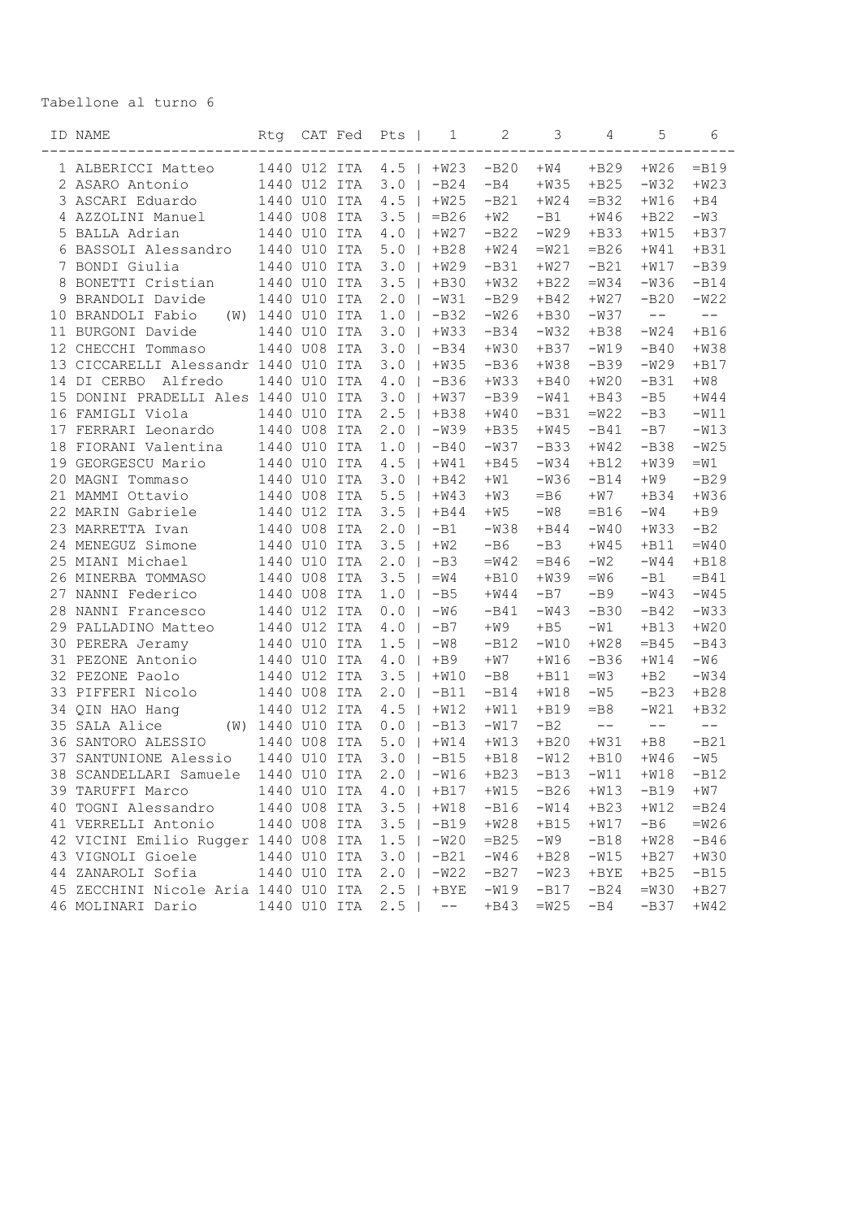Tabellone al turno 6

| ID | NAME | Rtg | CAT | Fed | Pts | 1 | 2 | 3 | 4 | 5 | 6 |
|---|---|---|---|---|---|---|---|---|---|---|---|
| 1 | ALBERICCI Matteo | 1440 | U12 | ITA | 4.5 | +W23 | -B20 | +W4 | +B29 | +W26 | =B19 |
| 2 | ASARO Antonio | 1440 | U12 | ITA | 3.0 | -B24 | -B4 | +W35 | +B25 | -W32 | +W23 |
| 3 | ASCARI Eduardo | 1440 | U10 | ITA | 4.5 | +W25 | -B21 | +W24 | =B32 | +W16 | +B4 |
| 4 | AZZOLINI Manuel | 1440 | U08 | ITA | 3.5 | =B26 | +W2 | -B1 | +W46 | +B22 | -W3 |
| 5 | BALLA Adrian | 1440 | U10 | ITA | 4.0 | +W27 | -B22 | -W29 | +B33 | +W15 | +B37 |
| 6 | BASSOLI Alessandro | 1440 | U10 | ITA | 5.0 | +B28 | +W24 | =W21 | =B26 | +W41 | +B31 |
| 7 | BONDI Giulia | 1440 | U10 | ITA | 3.0 | +W29 | -B31 | +W27 | -B21 | +W17 | -B39 |
| 8 | BONETTI Cristian | 1440 | U10 | ITA | 3.5 | +B30 | +W32 | +B22 | =W34 | -W36 | -B14 |
| 9 | BRANDOLI Davide | 1440 | U10 | ITA | 2.0 | -W31 | -B29 | +B42 | +W27 | -B20 | -W22 |
| 10 | BRANDOLI Fabio (W) | 1440 | U10 | ITA | 1.0 | -B32 | -W26 | +B30 | -W37 | -- | -- |
| 11 | BURGONI Davide | 1440 | U10 | ITA | 3.0 | +W33 | -B34 | -W32 | +B38 | -W24 | +B16 |
| 12 | CHECCHI Tommaso | 1440 | U08 | ITA | 3.0 | -B34 | +W30 | +B37 | -W19 | -B40 | +W38 |
| 13 | CICCARELLI Alessandr | 1440 | U10 | ITA | 3.0 | +W35 | -B36 | +W38 | -B39 | -W29 | +B17 |
| 14 | DI CERBO Alfredo | 1440 | U10 | ITA | 4.0 | -B36 | +W33 | +B40 | +W20 | -B31 | +W8 |
| 15 | DONINI PRADELLI Ales | 1440 | U10 | ITA | 3.0 | +W37 | -B39 | -W41 | +B43 | -B5 | +W44 |
| 16 | FAMIGLI Viola | 1440 | U10 | ITA | 2.5 | +B38 | +W40 | -B31 | =W22 | -B3 | -W11 |
| 17 | FERRARI Leonardo | 1440 | U08 | ITA | 2.0 | -W39 | +B35 | +W45 | -B41 | -B7 | -W13 |
| 18 | FIORANI Valentina | 1440 | U10 | ITA | 1.0 | -B40 | -W37 | -B33 | +W42 | -B38 | -W25 |
| 19 | GEORGESCU Mario | 1440 | U10 | ITA | 4.5 | +W41 | +B45 | -W34 | +B12 | +W39 | =W1 |
| 20 | MAGNI Tommaso | 1440 | U10 | ITA | 3.0 | +B42 | +W1 | -W36 | -B14 | +W9 | -B29 |
| 21 | MAMMI Ottavio | 1440 | U08 | ITA | 5.5 | +W43 | +W3 | =B6 | +W7 | +B34 | +W36 |
| 22 | MARIN Gabriele | 1440 | U12 | ITA | 3.5 | +B44 | +W5 | -W8 | =B16 | -W4 | +B9 |
| 23 | MARRETTA Ivan | 1440 | U08 | ITA | 2.0 | -B1 | -W38 | +B44 | -W40 | +W33 | -B2 |
| 24 | MENEGUZ Simone | 1440 | U10 | ITA | 3.5 | +W2 | -B6 | -B3 | +W45 | +B11 | =W40 |
| 25 | MIANI Michael | 1440 | U10 | ITA | 2.0 | -B3 | =W42 | =B46 | -W2 | -W44 | +B18 |
| 26 | MINERBA TOMMASO | 1440 | U08 | ITA | 3.5 | =W4 | +B10 | +W39 | =W6 | -B1 | =B41 |
| 27 | NANNI Federico | 1440 | U08 | ITA | 1.0 | -B5 | +W44 | -B7 | -B9 | -W43 | -W45 |
| 28 | NANNI Francesco | 1440 | U12 | ITA | 0.0 | -W6 | -B41 | -W43 | -B30 | -B42 | -W33 |
| 29 | PALLADINO Matteo | 1440 | U12 | ITA | 4.0 | -B7 | +W9 | +B5 | -W1 | +B13 | +W20 |
| 30 | PERERA Jeramy | 1440 | U10 | ITA | 1.5 | -W8 | -B12 | -W10 | +W28 | =B45 | -B43 |
| 31 | PEZONE Antonio | 1440 | U10 | ITA | 4.0 | +B9 | +W7 | +W16 | -B36 | +W14 | -W6 |
| 32 | PEZONE Paolo | 1440 | U12 | ITA | 3.5 | +W10 | -B8 | +B11 | =W3 | +B2 | -W34 |
| 33 | PIFFERI Nicolo | 1440 | U08 | ITA | 2.0 | -B11 | -B14 | +W18 | -W5 | -B23 | +B28 |
| 34 | QIN HAO Hang | 1440 | U12 | ITA | 4.5 | +W12 | +W11 | +B19 | =B8 | -W21 | +B32 |
| 35 | SALA Alice (W) | 1440 | U10 | ITA | 0.0 | -B13 | -W17 | -B2 | -- | -- | -- |
| 36 | SANTORO ALESSIO | 1440 | U08 | ITA | 5.0 | +W14 | +W13 | +B20 | +W31 | +B8 | -B21 |
| 37 | SANTUNIONE Alessio | 1440 | U10 | ITA | 3.0 | -B15 | +B18 | -W12 | +B10 | +W46 | -W5 |
| 38 | SCANDELLARI Samuele | 1440 | U10 | ITA | 2.0 | -W16 | +B23 | -B13 | -W11 | +W18 | -B12 |
| 39 | TARUFFI Marco | 1440 | U10 | ITA | 4.0 | +B17 | +W15 | -B26 | +W13 | -B19 | +W7 |
| 40 | TOGNI Alessandro | 1440 | U08 | ITA | 3.5 | +W18 | -B16 | -W14 | +B23 | +W12 | =B24 |
| 41 | VERRELLI Antonio | 1440 | U08 | ITA | 3.5 | -B19 | +W28 | +B15 | +W17 | -B6 | =W26 |
| 42 | VICINI Emilio Rugger | 1440 | U08 | ITA | 1.5 | -W20 | =B25 | -W9 | -B18 | +W28 | -B46 |
| 43 | VIGNOLI Gioele | 1440 | U10 | ITA | 3.0 | -B21 | -W46 | +B28 | -W15 | +B27 | +W30 |
| 44 | ZANAROLI Sofia | 1440 | U10 | ITA | 2.0 | -W22 | -B27 | -W23 | +BYE | +B25 | -B15 |
| 45 | ZECCHINI Nicole Aria | 1440 | U10 | ITA | 2.5 | +BYE | -W19 | -B17 | -B24 | =W30 | +B27 |
| 46 | MOLINARI Dario | 1440 | U10 | ITA | 2.5 | -- | +B43 | =W25 | -B4 | -B37 | +W42 |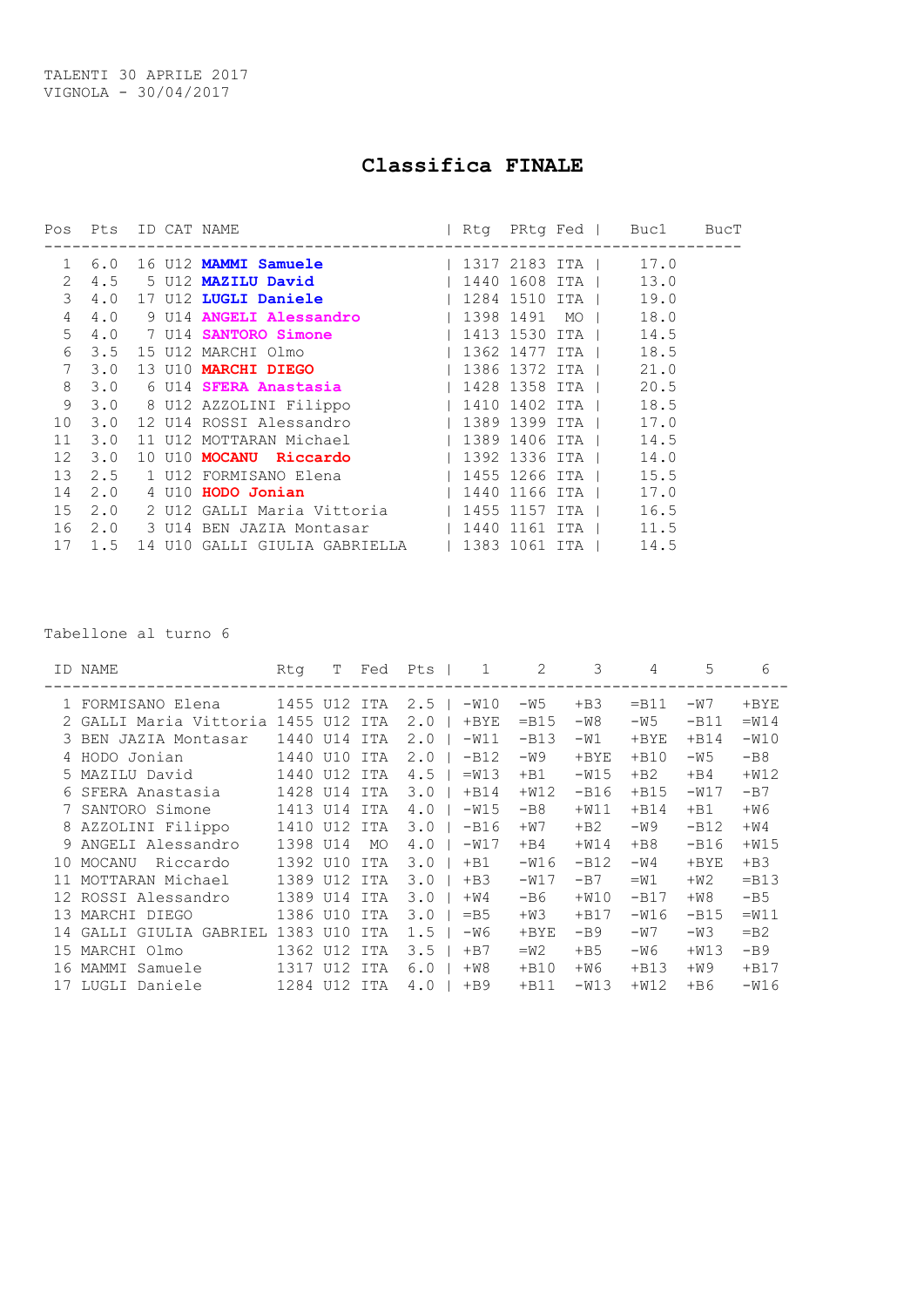TALENTI 30 APRILE 2017
VIGNOLA - 30/04/2017

# Classifica FINALE

| Pos | Pts | ID | CAT | NAME | Rtg | PRtg | Fed | Buc1 | BucT |
|---|---|---|---|---|---|---|---|---|---|
| 1 | 6.0 | 16 | U12 | **MAMMI Samuele** | 1317 | 2183 | ITA | 17.0 | |
| 2 | 4.5 | 5 | U12 | **MAZILU David** | 1440 | 1608 | ITA | 13.0 | |
| 3 | 4.0 | 17 | U12 | **LUGLI Daniele** | 1284 | 1510 | ITA | 19.0 | |
| 4 | 4.0 | 9 | U14 | **ANGELI Alessandro** | 1398 | 1491 | MO | 18.0 | |
| 5 | 4.0 | 7 | U14 | **SANTORO Simone** | 1413 | 1530 | ITA | 14.5 | |
| 6 | 3.5 | 15 | U12 | MARCHI Olmo | 1362 | 1477 | ITA | 18.5 | |
| 7 | 3.0 | 13 | U10 | **MARCHI DIEGO** | 1386 | 1372 | ITA | 21.0 | |
| 8 | 3.0 | 6 | U14 | **SFERA Anastasia** | 1428 | 1358 | ITA | 20.5 | |
| 9 | 3.0 | 8 | U12 | AZZOLINI Filippo | 1410 | 1402 | ITA | 18.5 | |
| 10 | 3.0 | 12 | U14 | ROSSI Alessandro | 1389 | 1399 | ITA | 17.0 | |
| 11 | 3.0 | 11 | U12 | MOTTARAN Michael | 1389 | 1406 | ITA | 14.5 | |
| 12 | 3.0 | 10 | U10 | **MOCANU Riccardo** | 1392 | 1336 | ITA | 14.0 | |
| 13 | 2.5 | 1 | U12 | FORMISANO Elena | 1455 | 1266 | ITA | 15.5 | |
| 14 | 2.0 | 4 | U10 | **HODO Jonian** | 1440 | 1166 | ITA | 17.0 | |
| 15 | 2.0 | 2 | U12 | GALLI Maria Vittoria | 1455 | 1157 | ITA | 16.5 | |
| 16 | 2.0 | 3 | U14 | BEN JAZIA Montasar | 1440 | 1161 | ITA | 11.5 | |
| 17 | 1.5 | 14 | U10 | GALLI GIULIA GABRIELLA | 1383 | 1061 | ITA | 14.5 | |

Tabellone al turno 6

| ID | NAME | Rtg | T | Fed | Pts | 1 | 2 | 3 | 4 | 5 | 6 |
|---|---|---|---|---|---|---|---|---|---|---|---|
| 1 | FORMISANO Elena | 1455 | U12 | ITA | 2.5 | -W10 | -W5 | +B3 | =B11 | -W7 | +BYE |
| 2 | GALLI Maria Vittoria | 1455 | U12 | ITA | 2.0 | +BYE | =B15 | -W8 | -W5 | -B11 | =W14 |
| 3 | BEN JAZIA Montasar | 1440 | U14 | ITA | 2.0 | -W11 | -B13 | -W1 | +BYE | +B14 | -W10 |
| 4 | HODO Jonian | 1440 | U10 | ITA | 2.0 | -B12 | -W9 | +BYE | +B10 | -W5 | -B8 |
| 5 | MAZILU David | 1440 | U12 | ITA | 4.5 | =W13 | +B1 | -W15 | +B2 | +B4 | +W12 |
| 6 | SFERA Anastasia | 1428 | U14 | ITA | 3.0 | +B14 | +W12 | -B16 | +B15 | -W17 | -B7 |
| 7 | SANTORO Simone | 1413 | U14 | ITA | 4.0 | -W15 | -B8 | +W11 | +B14 | +B1 | +W6 |
| 8 | AZZOLINI Filippo | 1410 | U12 | ITA | 3.0 | -B16 | +W7 | +B2 | -W9 | -B12 | +W4 |
| 9 | ANGELI Alessandro | 1398 | U14 | MO | 4.0 | -W17 | +B4 | +W14 | +B8 | -B16 | +W15 |
| 10 | MOCANU Riccardo | 1392 | U10 | ITA | 3.0 | +B1 | -W16 | -B12 | -W4 | +BYE | +B3 |
| 11 | MOTTARAN Michael | 1389 | U12 | ITA | 3.0 | +B3 | -W17 | -B7 | =W1 | +W2 | =B13 |
| 12 | ROSSI Alessandro | 1389 | U14 | ITA | 3.0 | +W4 | -B6 | +W10 | -B17 | +W8 | -B5 |
| 13 | MARCHI DIEGO | 1386 | U10 | ITA | 3.0 | =B5 | +W3 | +B17 | -W16 | -B15 | =W11 |
| 14 | GALLI GIULIA GABRIEL | 1383 | U10 | ITA | 1.5 | -W6 | +BYE | -B9 | -W7 | -W3 | =B2 |
| 15 | MARCHI Olmo | 1362 | U12 | ITA | 3.5 | +B7 | =W2 | +B5 | -W6 | +W13 | -B9 |
| 16 | MAMMI Samuele | 1317 | U12 | ITA | 6.0 | +W8 | +B10 | +W6 | +B13 | +W9 | +B17 |
| 17 | LUGLI Daniele | 1284 | U12 | ITA | 4.0 | +B9 | +B11 | -W13 | +W12 | +B6 | -W16 |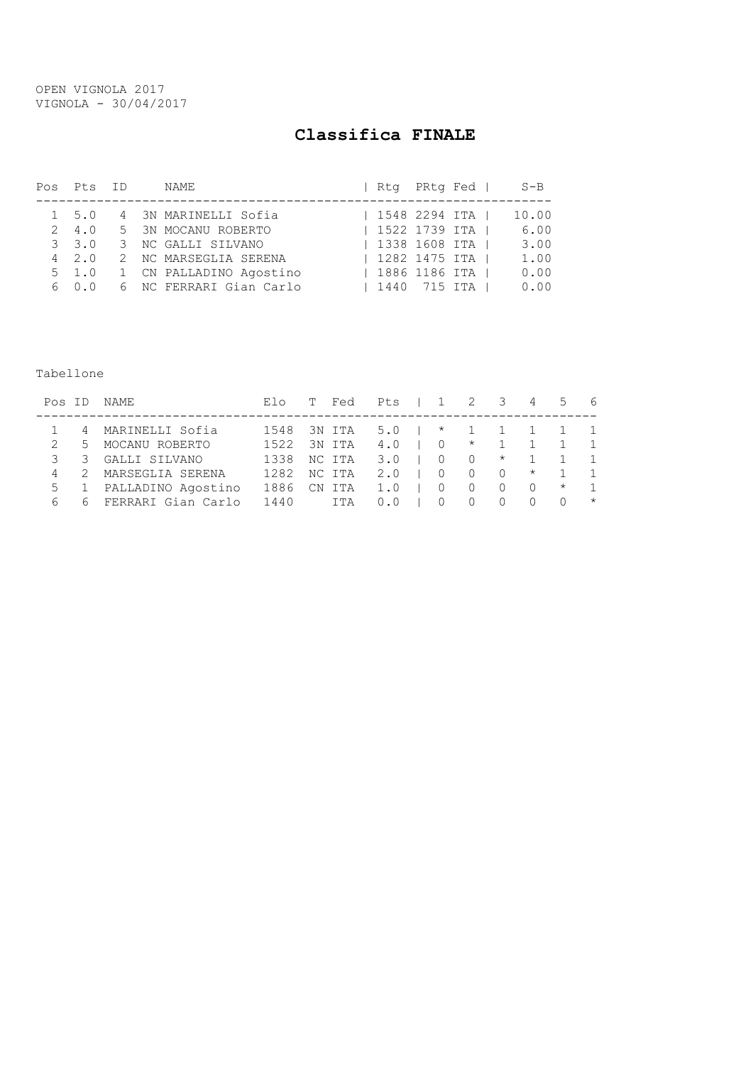OPEN VIGNOLA 2017
VIGNOLA - 30/04/2017

# Classifica FINALE

| Pos | Pts | ID | NAME | Rtg | PRtg | Fed | S-B |
|---|---|---|---|---|---|---|---|
| 1 | 5.0 | 4 | 3N MARINELLI Sofia | 1548 | 2294 | ITA | 10.00 |
| 2 | 4.0 | 5 | 3N MOCANU ROBERTO | 1522 | 1739 | ITA | 6.00 |
| 3 | 3.0 | 3 | NC GALLI SILVANO | 1338 | 1608 | ITA | 3.00 |
| 4 | 2.0 | 2 | NC MARSEGLIA SERENA | 1282 | 1475 | ITA | 1.00 |
| 5 | 1.0 | 1 | CN PALLADINO Agostino | 1886 | 1186 | ITA | 0.00 |
| 6 | 0.0 | 6 | NC FERRARI Gian Carlo | 1440 | 715 | ITA | 0.00 |

Tabellone

| Pos | ID | NAME | Elo | T | Fed | Pts | 1 | 2 | 3 | 4 | 5 | 6 |
|---|---|---|---|---|---|---|---|---|---|---|---|---|
| 1 | 4 | MARINELLI Sofia | 1548 | 3N | ITA | 5.0 | * | 1 | 1 | 1 | 1 | 1 |
| 2 | 5 | MOCANU ROBERTO | 1522 | 3N | ITA | 4.0 | 0 | * | 1 | 1 | 1 | 1 |
| 3 | 3 | GALLI SILVANO | 1338 | NC | ITA | 3.0 | 0 | 0 | * | 1 | 1 | 1 |
| 4 | 2 | MARSEGLIA SERENA | 1282 | NC | ITA | 2.0 | 0 | 0 | 0 | * | 1 | 1 |
| 5 | 1 | PALLADINO Agostino | 1886 | CN | ITA | 1.0 | 0 | 0 | 0 | 0 | * | 1 |
| 6 | 6 | FERRARI Gian Carlo | 1440 | | ITA | 0.0 | 0 | 0 | 0 | 0 | 0 | * |